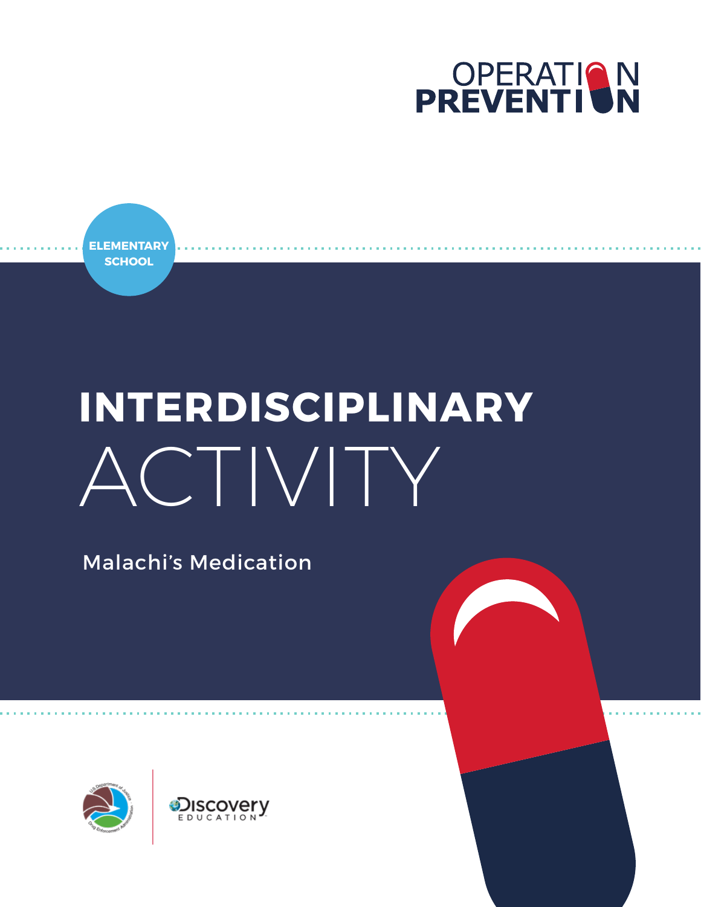OPERATION PREVENTION

ELEMENTARY SCHOOL

# INTERDISCIPLINARY ACTIVITY

Malachi's Medication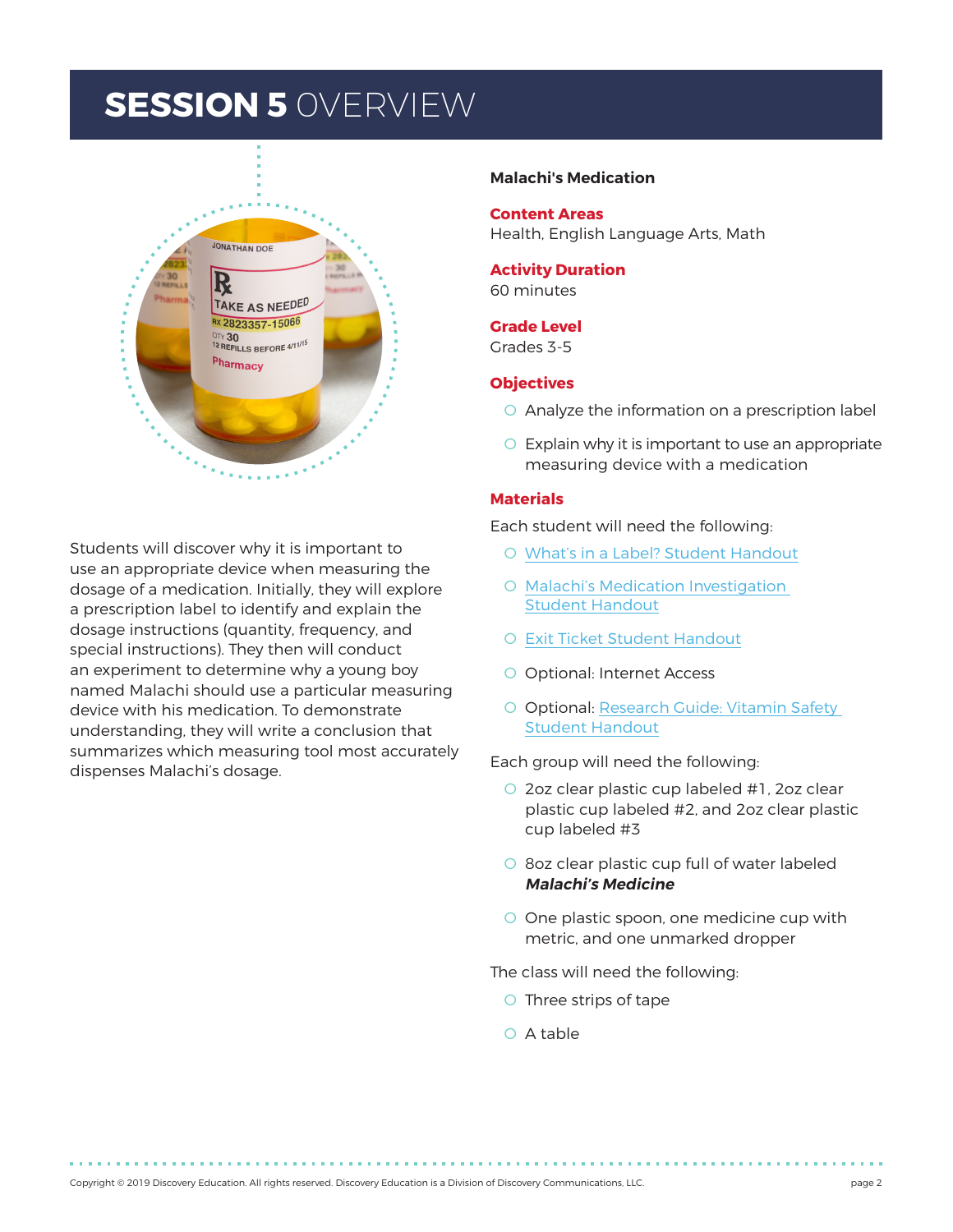# SESSION 5 OVERVIEW

Students will discover why it is important to use an appropriate device when measuring the dosage of a medication. Initially, they will explore a prescription label to identify and explain the dosage instructions (quantity, frequency, and special instructions). They then will conduct an experiment to determine why a young boy named Malachi should use a particular measuring device with his medication. To demonstrate understanding, they will write a conclusion that summarizes which measuring tool most accurately dispenses Malachi's dosage.

**Malachi's Medication**

**Content Areas**

Health, English Language Arts, Math

**Activity Duration**

60 minutes

**Grade Level**

Grades 3-5

**Objectives**

- Analyze the information on a prescription label
- Explain why it is important to use an appropriate measuring device with a medication

**Materials**

Each student will need the following:

- What's in a Label? Student Handout
- Malachi's Medication Investigation Student Handout
- Exit Ticket Student Handout
- Optional: Internet Access
- Optional: Research Guide: Vitamin Safety Student Handout

Each group will need the following:

- 2oz clear plastic cup labeled #1, 2oz clear plastic cup labeled #2, and 2oz clear plastic cup labeled #3
- 8oz clear plastic cup full of water labeled ***Malachi's Medicine***
- One plastic spoon, one medicine cup with metric, and one unmarked dropper

The class will need the following:

- Three strips of tape
- A table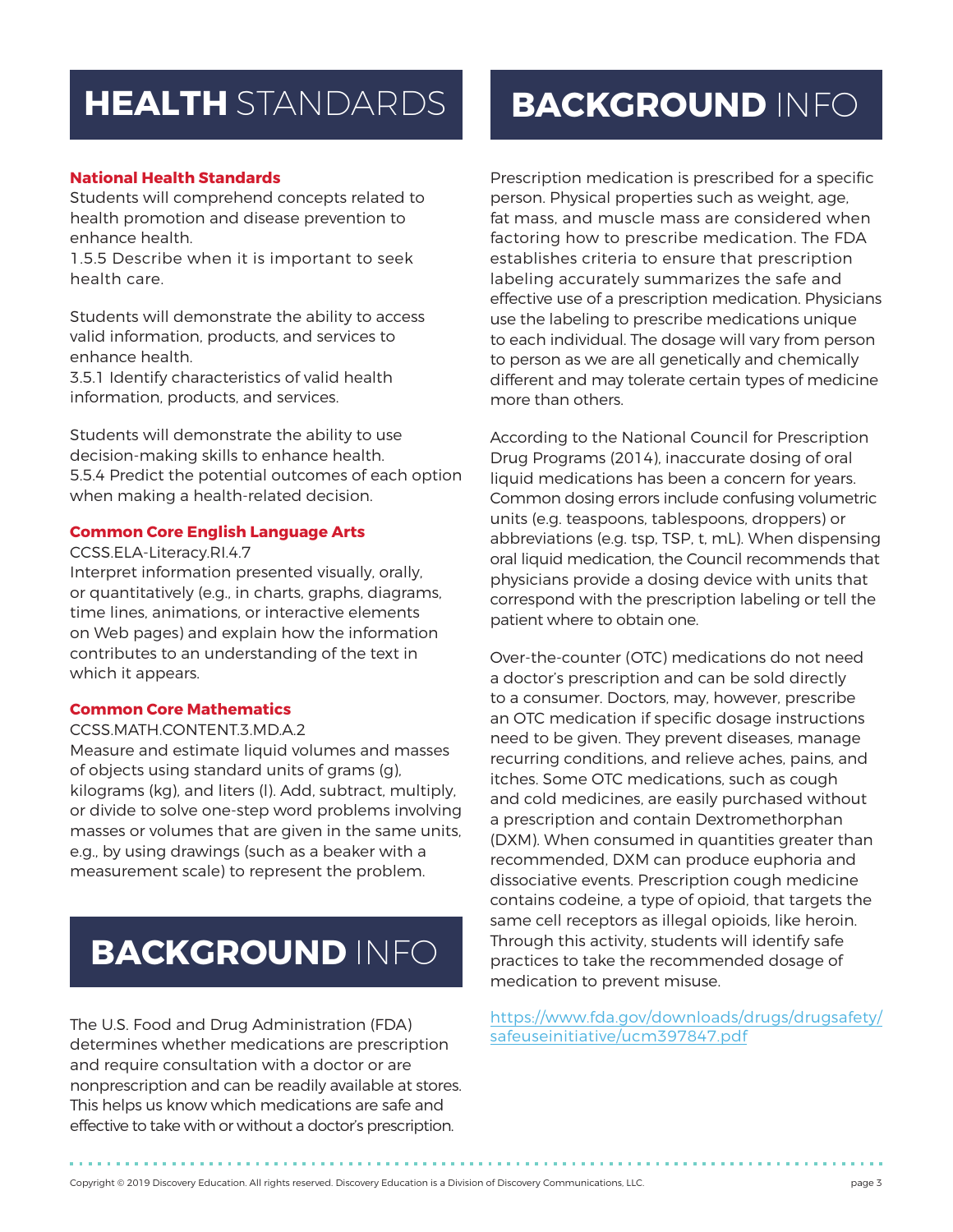# HEALTH STANDARDS

**National Health Standards**

Students will comprehend concepts related to health promotion and disease prevention to enhance health.
1.5.5 Describe when it is important to seek health care.

Students will demonstrate the ability to access valid information, products, and services to enhance health.
3.5.1 Identify characteristics of valid health information, products, and services.

Students will demonstrate the ability to use decision-making skills to enhance health.
5.5.4 Predict the potential outcomes of each option when making a health-related decision.

**Common Core English Language Arts**

CCSS.ELA-Literacy.RI.4.7
Interpret information presented visually, orally, or quantitatively (e.g., in charts, graphs, diagrams, time lines, animations, or interactive elements on Web pages) and explain how the information contributes to an understanding of the text in which it appears.

**Common Core Mathematics**

CCSS.MATH.CONTENT.3.MD.A.2
Measure and estimate liquid volumes and masses of objects using standard units of grams (g), kilograms (kg), and liters (l). Add, subtract, multiply, or divide to solve one-step word problems involving masses or volumes that are given in the same units, e.g., by using drawings (such as a beaker with a measurement scale) to represent the problem.

# BACKGROUND INFO

The U.S. Food and Drug Administration (FDA) determines whether medications are prescription and require consultation with a doctor or are nonprescription and can be readily available at stores. This helps us know which medications are safe and effective to take with or without a doctor's prescription.

Prescription medication is prescribed for a specific person. Physical properties such as weight, age, fat mass, and muscle mass are considered when factoring how to prescribe medication. The FDA establishes criteria to ensure that prescription labeling accurately summarizes the safe and effective use of a prescription medication. Physicians use the labeling to prescribe medications unique to each individual. The dosage will vary from person to person as we are all genetically and chemically different and may tolerate certain types of medicine more than others.

According to the National Council for Prescription Drug Programs (2014), inaccurate dosing of oral liquid medications has been a concern for years. Common dosing errors include confusing volumetric units (e.g. teaspoons, tablespoons, droppers) or abbreviations (e.g. tsp, TSP, t, mL). When dispensing oral liquid medication, the Council recommends that physicians provide a dosing device with units that correspond with the prescription labeling or tell the patient where to obtain one.

Over-the-counter (OTC) medications do not need a doctor's prescription and can be sold directly to a consumer. Doctors, may, however, prescribe an OTC medication if specific dosage instructions need to be given. They prevent diseases, manage recurring conditions, and relieve aches, pains, and itches. Some OTC medications, such as cough and cold medicines, are easily purchased without a prescription and contain Dextromethorphan (DXM). When consumed in quantities greater than recommended, DXM can produce euphoria and dissociative events. Prescription cough medicine contains codeine, a type of opioid, that targets the same cell receptors as illegal opioids, like heroin. Through this activity, students will identify safe practices to take the recommended dosage of medication to prevent misuse.

https://www.fda.gov/downloads/drugs/drugsafety/safeuseinitiative/ucm397847.pdf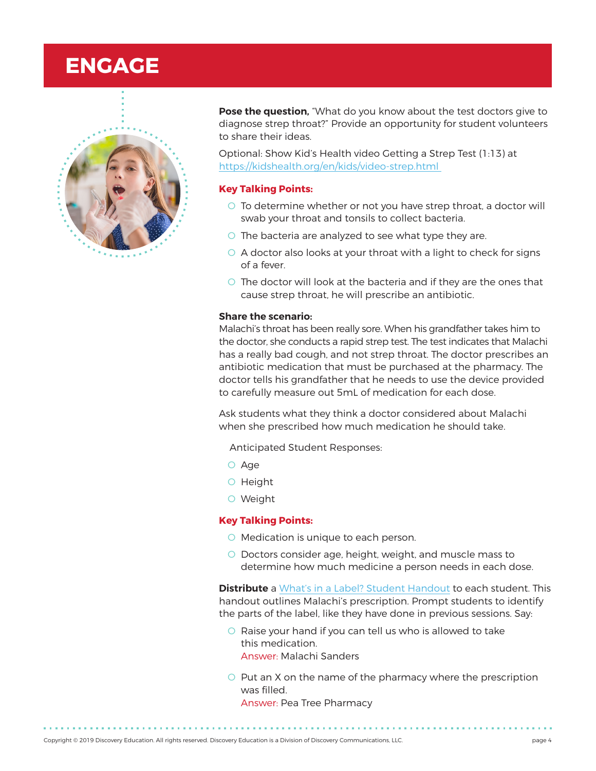# ENGAGE

**Pose the question,** "What do you know about the test doctors give to diagnose strep throat?" Provide an opportunity for student volunteers to share their ideas.

Optional: Show Kid's Health video Getting a Strep Test (1:13) at https://kidshealth.org/en/kids/video-strep.html

**Key Talking Points:**

- To determine whether or not you have strep throat, a doctor will swab your throat and tonsils to collect bacteria.
- The bacteria are analyzed to see what type they are.
- A doctor also looks at your throat with a light to check for signs of a fever.
- The doctor will look at the bacteria and if they are the ones that cause strep throat, he will prescribe an antibiotic.

**Share the scenario:**
Malachi's throat has been really sore. When his grandfather takes him to the doctor, she conducts a rapid strep test. The test indicates that Malachi has a really bad cough, and not strep throat. The doctor prescribes an antibiotic medication that must be purchased at the pharmacy. The doctor tells his grandfather that he needs to use the device provided to carefully measure out 5mL of medication for each dose.

Ask students what they think a doctor considered about Malachi when she prescribed how much medication he should take.

Anticipated Student Responses:

- Age
- Height
- Weight

**Key Talking Points:**

- Medication is unique to each person.
- Doctors consider age, height, weight, and muscle mass to determine how much medicine a person needs in each dose.

**Distribute** a What's in a Label? Student Handout to each student. This handout outlines Malachi's prescription. Prompt students to identify the parts of the label, like they have done in previous sessions. Say:

- Raise your hand if you can tell us who is allowed to take this medication.
  Answer: Malachi Sanders

- Put an X on the name of the pharmacy where the prescription was filled.
  Answer: Pea Tree Pharmacy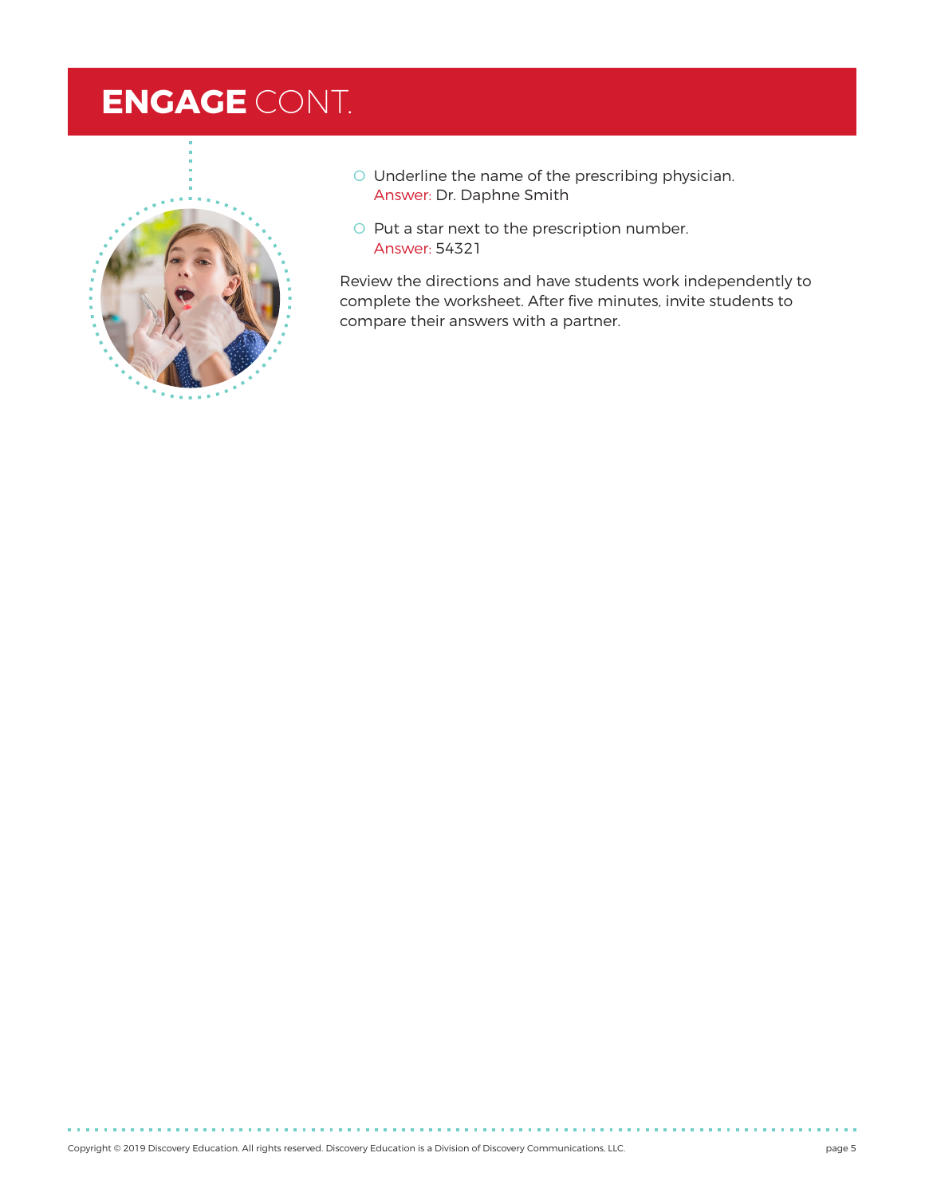## **ENGAGE** CONT.

- Underline the name of the prescribing physician.
  Answer: Dr. Daphne Smith
- Put a star next to the prescription number.
  Answer: 54321

Review the directions and have students work independently to complete the worksheet. After five minutes, invite students to compare their answers with a partner.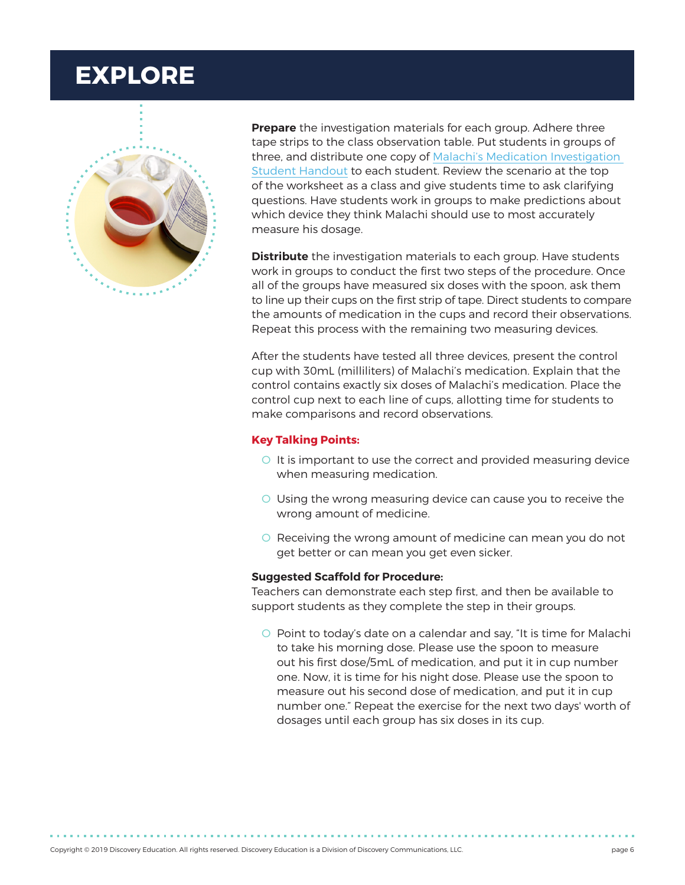# EXPLORE

**Prepare** the investigation materials for each group. Adhere three tape strips to the class observation table. Put students in groups of three, and distribute one copy of Malachi's Medication Investigation Student Handout to each student. Review the scenario at the top of the worksheet as a class and give students time to ask clarifying questions. Have students work in groups to make predictions about which device they think Malachi should use to most accurately measure his dosage.

**Distribute** the investigation materials to each group. Have students work in groups to conduct the first two steps of the procedure. Once all of the groups have measured six doses with the spoon, ask them to line up their cups on the first strip of tape. Direct students to compare the amounts of medication in the cups and record their observations. Repeat this process with the remaining two measuring devices.

After the students have tested all three devices, present the control cup with 30mL (milliliters) of Malachi's medication. Explain that the control contains exactly six doses of Malachi's medication. Place the control cup next to each line of cups, allotting time for students to make comparisons and record observations.

**Key Talking Points:**

- It is important to use the correct and provided measuring device when measuring medication.
- Using the wrong measuring device can cause you to receive the wrong amount of medicine.
- Receiving the wrong amount of medicine can mean you do not get better or can mean you get even sicker.

**Suggested Scaffold for Procedure:**

Teachers can demonstrate each step first, and then be available to support students as they complete the step in their groups.

- Point to today's date on a calendar and say, "It is time for Malachi to take his morning dose. Please use the spoon to measure out his first dose/5mL of medication, and put it in cup number one. Now, it is time for his night dose. Please use the spoon to measure out his second dose of medication, and put it in cup number one." Repeat the exercise for the next two days' worth of dosages until each group has six doses in its cup.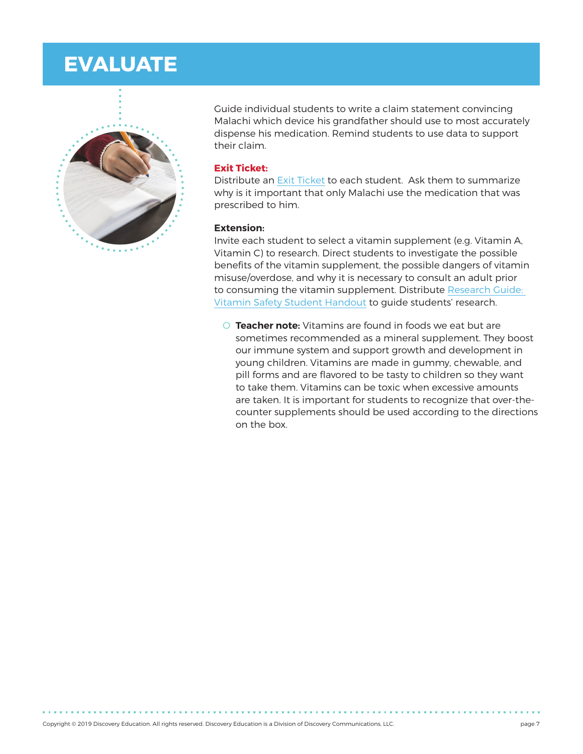# EVALUATE

Guide individual students to write a claim statement convincing Malachi which device his grandfather should use to most accurately dispense his medication. Remind students to use data to support their claim.

**Exit Ticket:**
Distribute an Exit Ticket to each student. Ask them to summarize why is it important that only Malachi use the medication that was prescribed to him.

**Extension:**
Invite each student to select a vitamin supplement (e.g. Vitamin A, Vitamin C) to research. Direct students to investigate the possible benefits of the vitamin supplement, the possible dangers of vitamin misuse/overdose, and why it is necessary to consult an adult prior to consuming the vitamin supplement. Distribute Research Guide: Vitamin Safety Student Handout to guide students' research.

- **Teacher note:** Vitamins are found in foods we eat but are sometimes recommended as a mineral supplement. They boost our immune system and support growth and development in young children. Vitamins are made in gummy, chewable, and pill forms and are flavored to be tasty to children so they want to take them. Vitamins can be toxic when excessive amounts are taken. It is important for students to recognize that over-the-counter supplements should be used according to the directions on the box.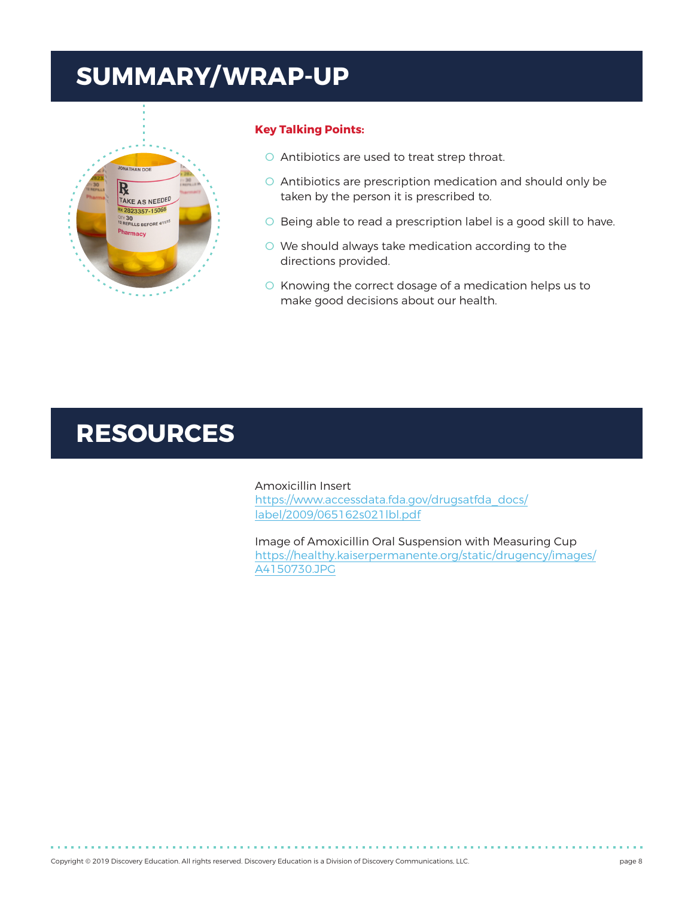# SUMMARY/WRAP-UP

**Key Talking Points:**

- Antibiotics are used to treat strep throat.
- Antibiotics are prescription medication and should only be taken by the person it is prescribed to.
- Being able to read a prescription label is a good skill to have.
- We should always take medication according to the directions provided.
- Knowing the correct dosage of a medication helps us to make good decisions about our health.

# RESOURCES

Amoxicillin Insert
https://www.accessdata.fda.gov/drugsatfda_docs/label/2009/065162s021lbl.pdf

Image of Amoxicillin Oral Suspension with Measuring Cup
https://healthy.kaiserpermanente.org/static/drugency/images/A4150730.JPG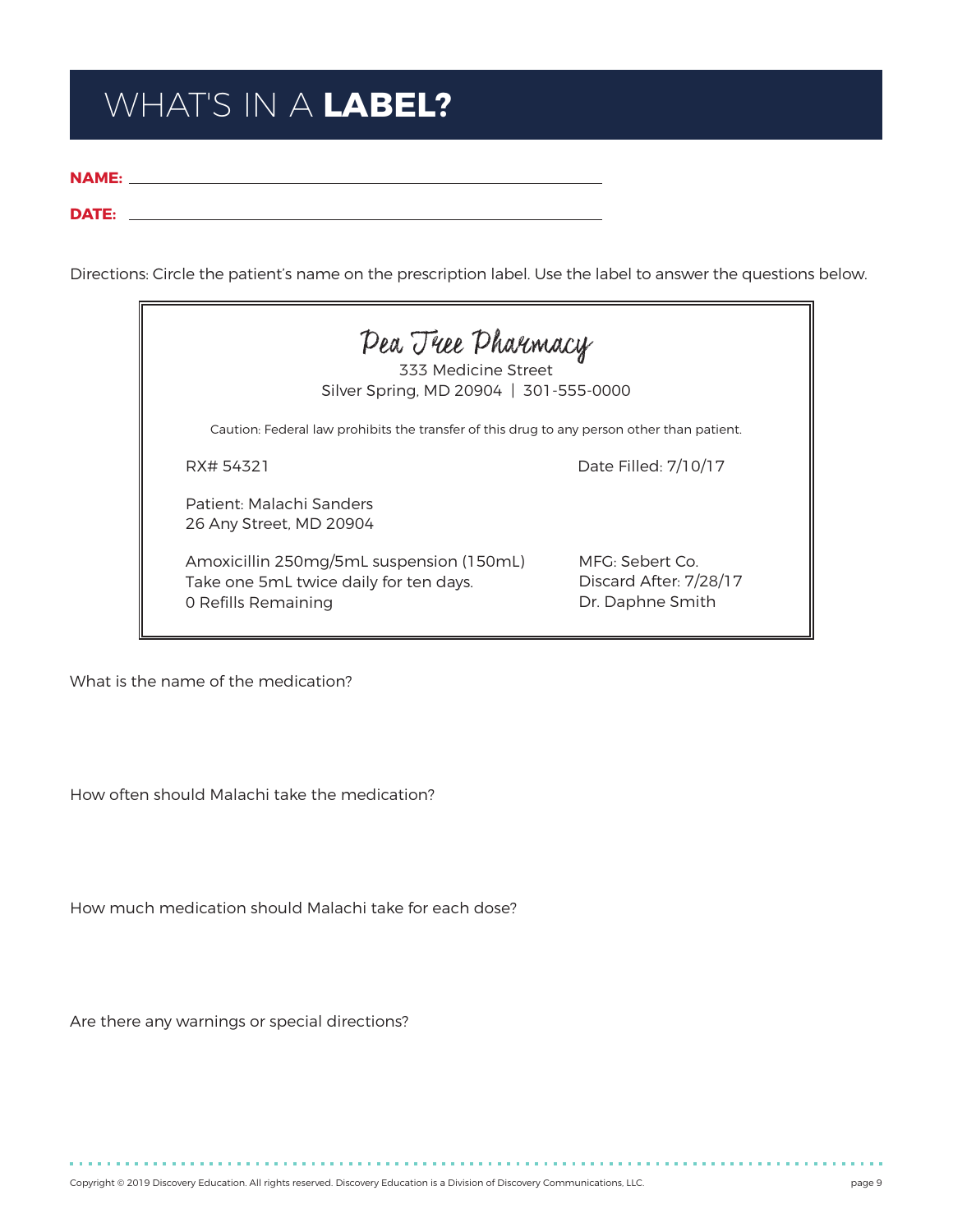# WHAT'S IN A **LABEL?**

**NAME:** ______________________________

**DATE:** ______________________________

Directions: Circle the patient's name on the prescription label. Use the label to answer the questions below.

> *Pea Tree Pharmacy*
> 333 Medicine Street
> Silver Spring, MD 20904 | 301-555-0000
>
> Caution: Federal law prohibits the transfer of this drug to any person other than patient.
>
> RX# 54321
> Date Filled: 7/10/17
>
> Patient: Malachi Sanders
> 26 Any Street, MD 20904
>
> Amoxicillin 250mg/5mL suspension (150mL)
> Take one 5mL twice daily for ten days.
> 0 Refills Remaining
>
> MFG: Sebert Co.
> Discard After: 7/28/17
> Dr. Daphne Smith

What is the name of the medication?

How often should Malachi take the medication?

How much medication should Malachi take for each dose?

Are there any warnings or special directions?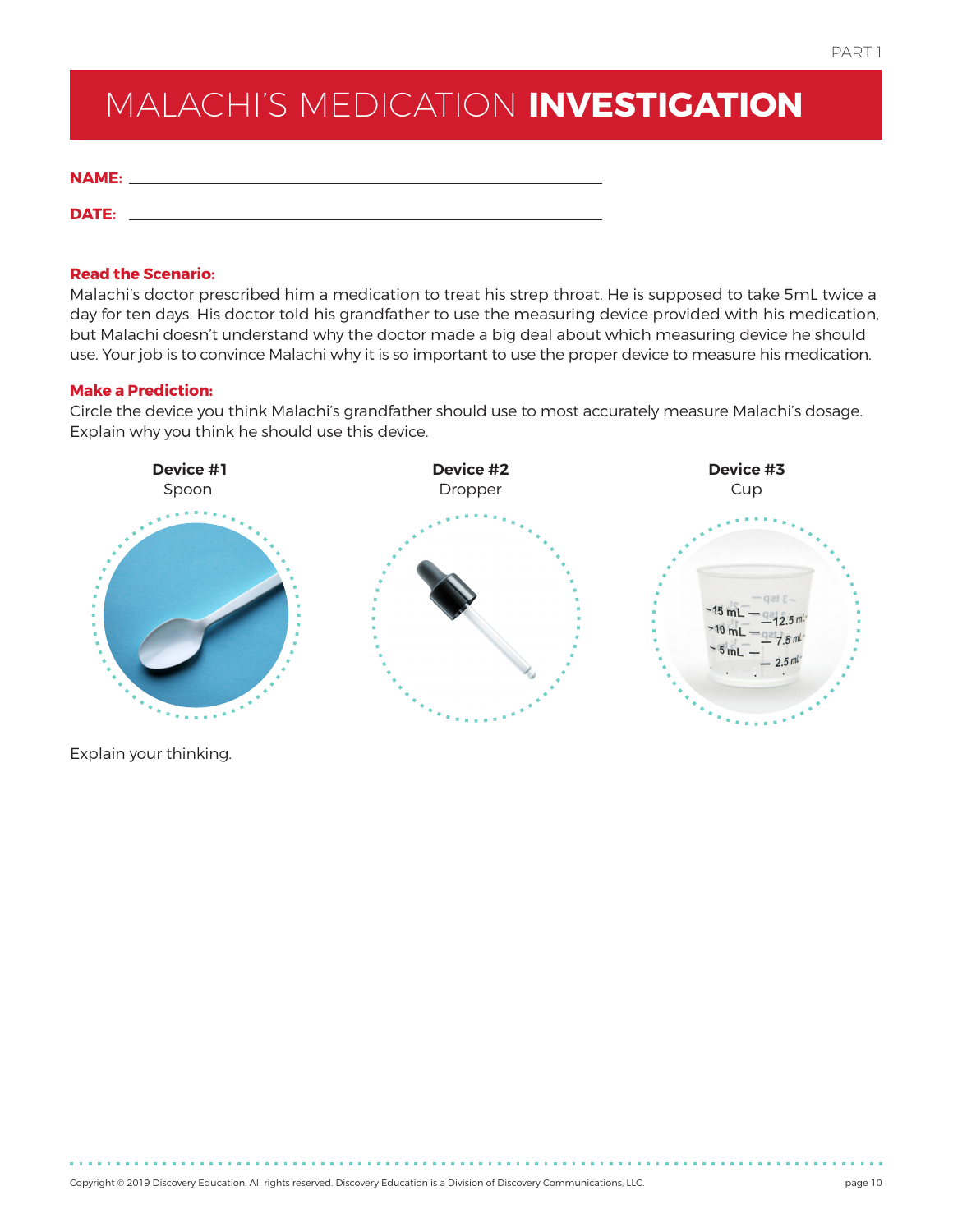# MALACHI'S MEDICATION **INVESTIGATION**

**NAME:** ______________________________________________

**DATE:** ______________________________________________

**Read the Scenario:**
Malachi's doctor prescribed him a medication to treat his strep throat. He is supposed to take 5mL twice a day for ten days. His doctor told his grandfather to use the measuring device provided with his medication, but Malachi doesn't understand why the doctor made a big deal about which measuring device he should use. Your job is to convince Malachi why it is so important to use the proper device to measure his medication.

**Make a Prediction:**
Circle the device you think Malachi's grandfather should use to most accurately measure Malachi's dosage. Explain why you think he should use this device.

| **Device #1** | **Device #2** | **Device #3** |
| --- | --- | --- |
| Spoon | Dropper | Cup |

Explain your thinking.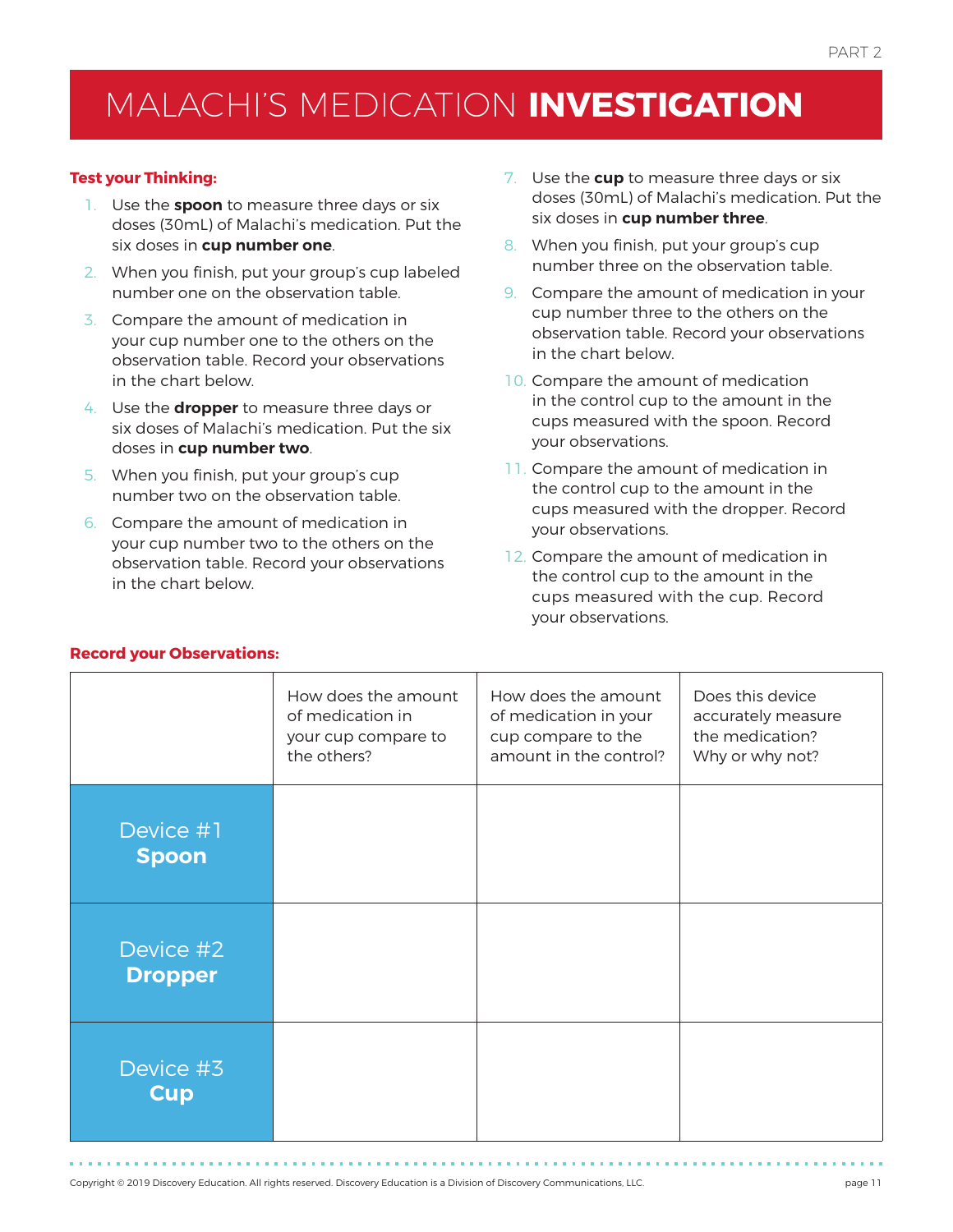# MALACHI'S MEDICATION **INVESTIGATION**

**Test your Thinking:**

1. Use the **spoon** to measure three days or six doses (30mL) of Malachi's medication. Put the six doses in **cup number one**.
2. When you finish, put your group's cup labeled number one on the observation table.
3. Compare the amount of medication in your cup number one to the others on the observation table. Record your observations in the chart below.
4. Use the **dropper** to measure three days or six doses of Malachi's medication. Put the six doses in **cup number two**.
5. When you finish, put your group's cup number two on the observation table.
6. Compare the amount of medication in your cup number two to the others on the observation table. Record your observations in the chart below.
7. Use the **cup** to measure three days or six doses (30mL) of Malachi's medication. Put the six doses in **cup number three**.
8. When you finish, put your group's cup number three on the observation table.
9. Compare the amount of medication in your cup number three to the others on the observation table. Record your observations in the chart below.
10. Compare the amount of medication in the control cup to the amount in the cups measured with the spoon. Record your observations.
11. Compare the amount of medication in the control cup to the amount in the cups measured with the dropper. Record your observations.
12. Compare the amount of medication in the control cup to the amount in the cups measured with the cup. Record your observations.

**Record your Observations:**

| | How does the amount of medication in your cup compare to the others? | How does the amount of medication in your cup compare to the amount in the control? | Does this device accurately measure the medication? Why or why not? |
|---|---|---|---|
| Device #1 **Spoon** | | | |
| Device #2 **Dropper** | | | |
| Device #3 **Cup** | | | |

Copyright © 2019 Discovery Education. All rights reserved. Discovery Education is a Division of Discovery Communications, LLC.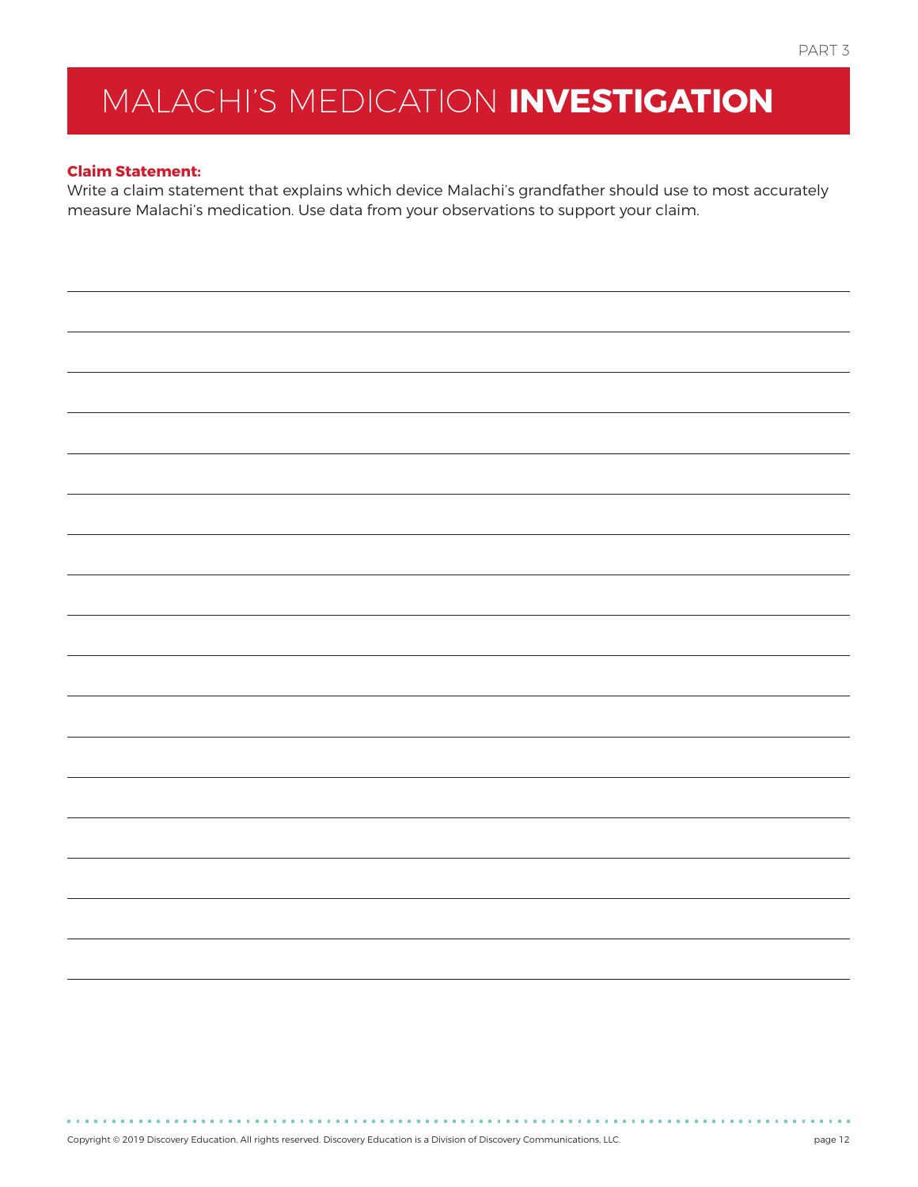# MALACHI'S MEDICATION **INVESTIGATION**

**Claim Statement:**

Write a claim statement that explains which device Malachi's grandfather should use to most accurately measure Malachi's medication. Use data from your observations to support your claim.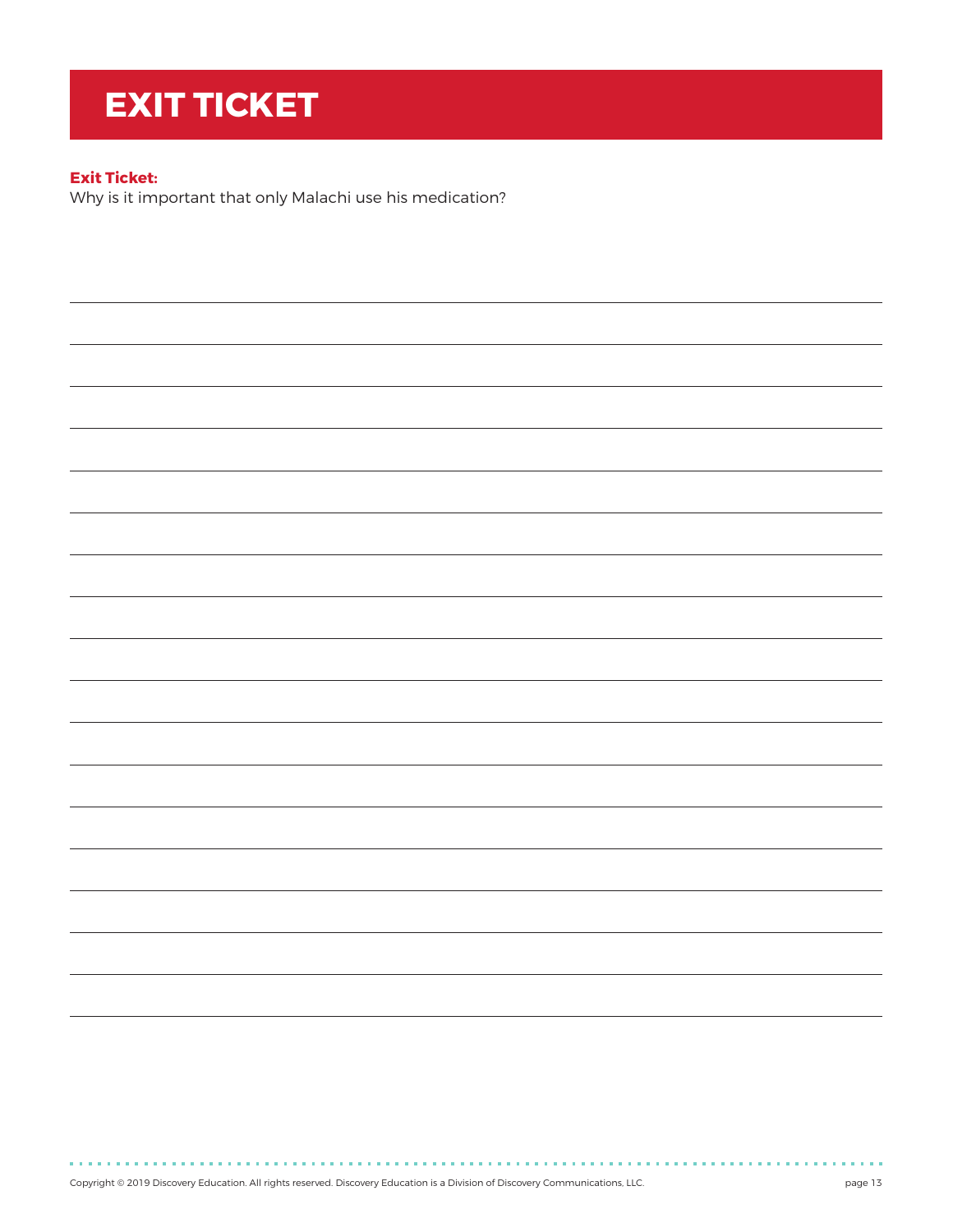# EXIT TICKET

**Exit Ticket:**
Why is it important that only Malachi use his medication?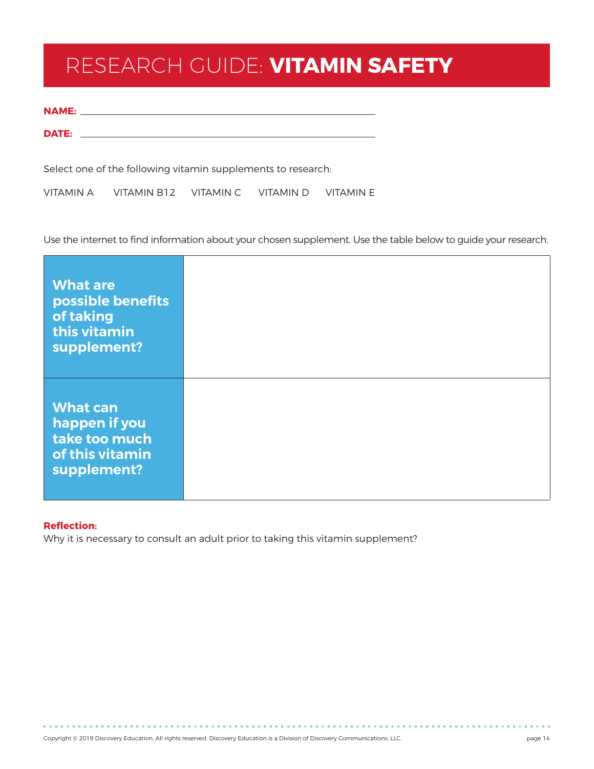# RESEARCH GUIDE: **VITAMIN SAFETY**

**NAME:** ______________________________

**DATE:** ______________________________

Select one of the following vitamin supplements to research:

VITAMIN A VITAMIN B12 VITAMIN C VITAMIN D VITAMIN E

Use the internet to find information about your chosen supplement. Use the table below to guide your research.

| | |
|---|---|
| **What are possible benefits of taking this vitamin supplement?** | |
| **What can happen if you take too much of this vitamin supplement?** | |

**Reflection:**
Why it is necessary to consult an adult prior to taking this vitamin supplement?

Copyright © 2019 Discovery Education. All rights reserved. Discovery Education is a Division of Discovery Communications, LLC.